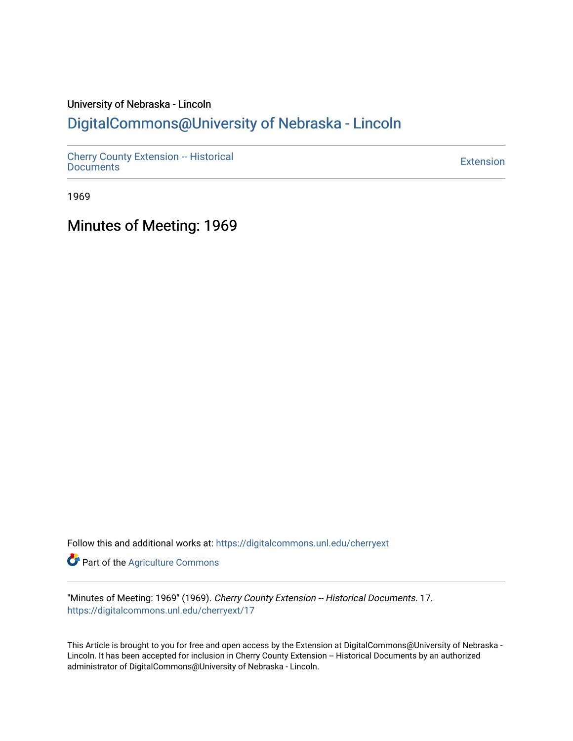University of Nebraska - Lincoln

# DigitalCommons@University of Nebraska - Lincoln

Cherry County Extension -- Historical Documents

Extension

1969

## Minutes of Meeting: 1969

Follow this and additional works at: https://digitalcommons.unl.edu/cherryext

Part of the Agriculture Commons

"Minutes of Meeting: 1969" (1969). *Cherry County Extension -- Historical Documents*. 17.
https://digitalcommons.unl.edu/cherryext/17

This Article is brought to you for free and open access by the Extension at DigitalCommons@University of Nebraska - Lincoln. It has been accepted for inclusion in Cherry County Extension -- Historical Documents by an authorized administrator of DigitalCommons@University of Nebraska - Lincoln.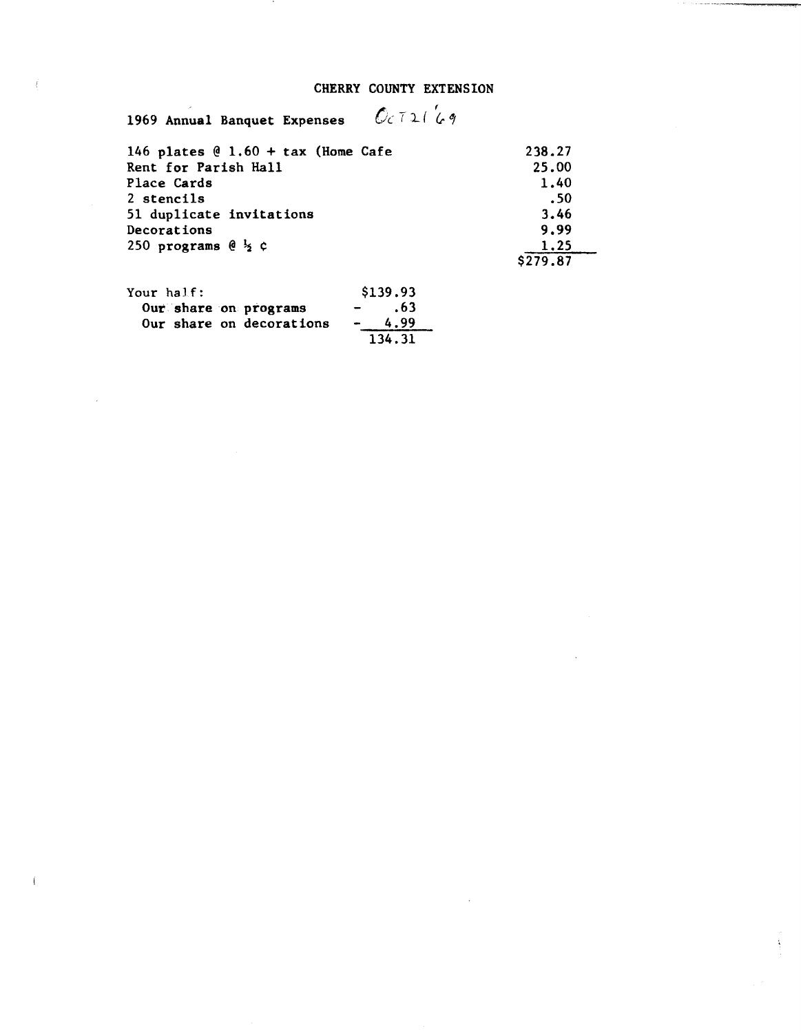# CHERRY COUNTY EXTENSION

1969 Annual Banquet Expenses *Oct 21 '69*

| | |
|---|---|
| 146 plates @ 1.60 + tax (Home Cafe | 238.27 |
| Rent for Parish Hall | 25.00 |
| Place Cards | 1.40 |
| 2 stencils | .50 |
| 51 duplicate invitations | 3.46 |
| Decorations | 9.99 |
| 250 programs @ ½ ¢ | 1.25 |
| | $279.87 |

| | |
|---|---|
| Your half: | $139.93 |
| Our share on programs | - .63 |
| Our share on decorations | - 4.99 |
| | 134.31 |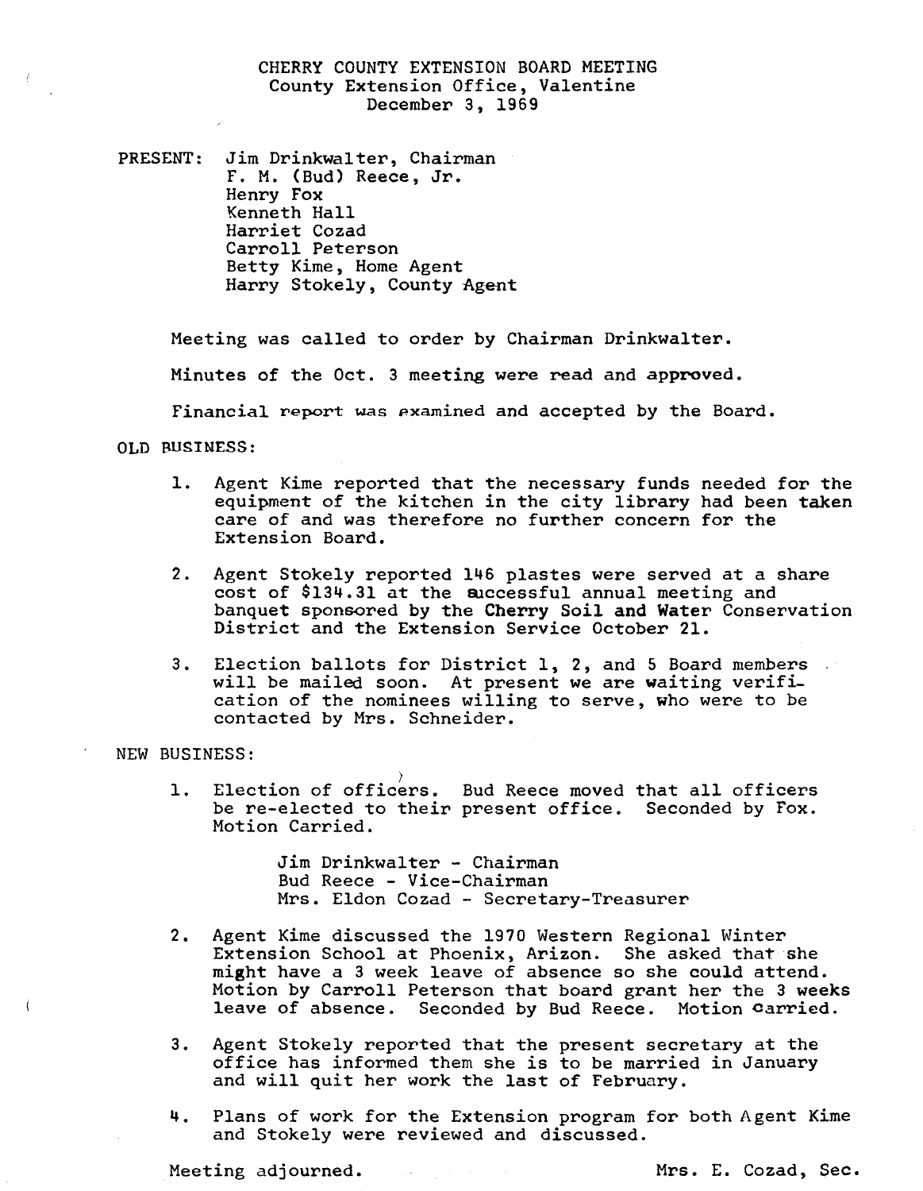# CHERRY COUNTY EXTENSION BOARD MEETING
County Extension Office, Valentine
December 3, 1969

PRESENT:
Jim Drinkwalter, Chairman
F. M. (Bud) Reece, Jr.
Henry Fox
Kenneth Hall
Harriet Cozad
Carroll Peterson
Betty Kime, Home Agent
Harry Stokely, County Agent

Meeting was called to order by Chairman Drinkwalter.

Minutes of the Oct. 3 meeting were read and approved.

Financial report was examined and accepted by the Board.

OLD BUSINESS:

1. Agent Kime reported that the necessary funds needed for the equipment of the kitchen in the city library had been taken care of and was therefore no further concern for the Extension Board.

2. Agent Stokely reported 146 plastes were served at a share cost of $134.31 at the successful annual meeting and banquet sponsored by the Cherry Soil and Water Conservation District and the Extension Service October 21.

3. Election ballots for District 1, 2, and 5 Board members will be mailed soon. At present we are waiting verification of the nominees willing to serve, who were to be contacted by Mrs. Schneider.

NEW BUSINESS:

1. Election of officers. Bud Reece moved that all officers be re-elected to their present office. Seconded by Fox. Motion Carried.

   Jim Drinkwalter - Chairman
   Bud Reece - Vice-Chairman
   Mrs. Eldon Cozad - Secretary-Treasurer

2. Agent Kime discussed the 1970 Western Regional Winter Extension School at Phoenix, Arizon. She asked that she might have a 3 week leave of absence so she could attend. Motion by Carroll Peterson that board grant her the 3 weeks leave of absence. Seconded by Bud Reece. Motion carried.

3. Agent Stokely reported that the present secretary at the office has informed them she is to be married in January and will quit her work the last of February.

4. Plans of work for the Extension program for both Agent Kime and Stokely were reviewed and discussed.

Meeting adjourned.

Mrs. E. Cozad, Sec.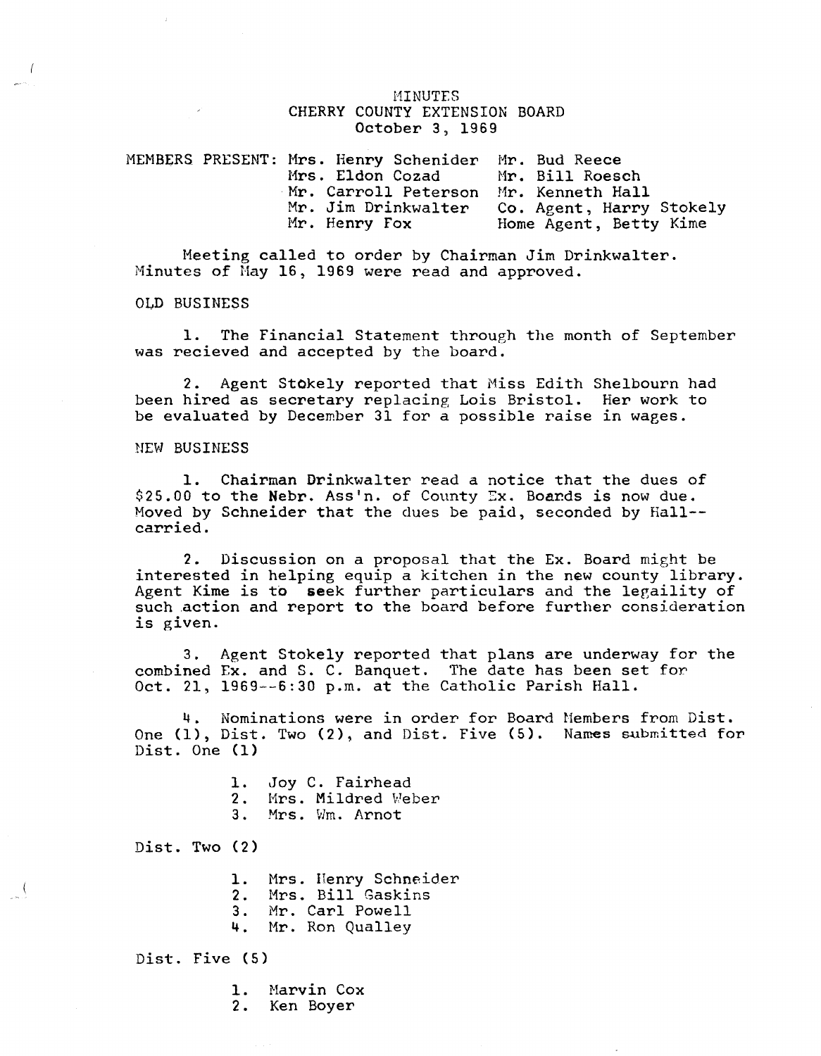# MINUTES
## CHERRY COUNTY EXTENSION BOARD
### October 3, 1969

MEMBERS PRESENT: Mrs. Henry Schenider, Mrs. Eldon Cozad, Mr. Carroll Peterson, Mr. Jim Drinkwalter, Mr. Henry Fox, Mr. Bud Reece, Mr. Bill Roesch, Mr. Kenneth Hall, Co. Agent, Harry Stokely, Home Agent, Betty Kime

Meeting called to order by Chairman Jim Drinkwalter. Minutes of May 16, 1969 were read and approved.

OLD BUSINESS

1. The Financial Statement through the month of September was recieved and accepted by the board.

2. Agent Stokely reported that Miss Edith Shelbourn had been hired as secretary replacing Lois Bristol. Her work to be evaluated by December 31 for a possible raise in wages.

NEW BUSINESS

1. Chairman Drinkwalter read a notice that the dues of $25.00 to the Nebr. Ass'n. of County Ex. Boards is now due. Moved by Schneider that the dues be paid, seconded by Hall--carried.

2. Discussion on a proposal that the Ex. Board might be interested in helping equip a kitchen in the new county library. Agent Kime is to seek further particulars and the legaility of such action and report to the board before further consideration is given.

3. Agent Stokely reported that plans are underway for the combined Ex. and S. C. Banquet. The date has been set for Oct. 21, 1969--6:30 p.m. at the Catholic Parish Hall.

4. Nominations were in order for Board Members from Dist. One (1), Dist. Two (2), and Dist. Five (5). Names submitted for Dist. One (1)

1. Joy C. Fairhead
2. Mrs. Mildred Weber
3. Mrs. Wm. Arnot

Dist. Two (2)

1. Mrs. Henry Schneider
2. Mrs. Bill Gaskins
3. Mr. Carl Powell
4. Mr. Ron Qualley

Dist. Five (5)

1. Marvin Cox
2. Ken Boyer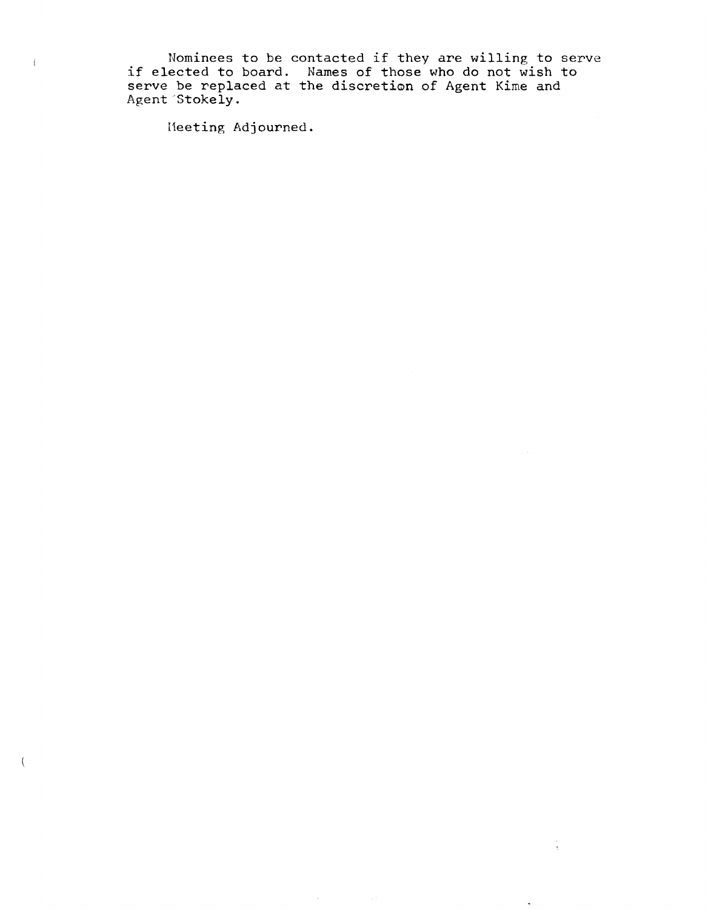Nominees to be contacted if they are willing to serve if elected to board. Names of those who do not wish to serve be replaced at the discretion of Agent Kime and Agent Stokely.

Meeting Adjourned.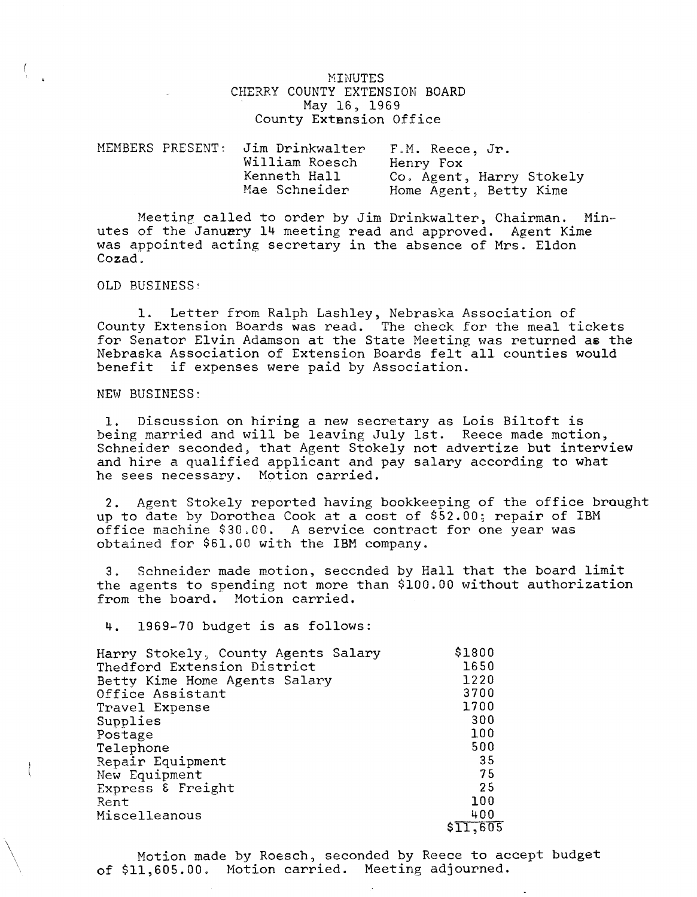# MINUTES
## CHERRY COUNTY EXTENSION BOARD
May 16, 1969
County Extension Office

MEMBERS PRESENT:

| | |
|---|---|
| Jim Drinkwalter | F.M. Reece, Jr. |
| William Roesch | Henry Fox |
| Kenneth Hall | Co. Agent, Harry Stokely |
| Mae Schneider | Home Agent, Betty Kime |

Meeting called to order by Jim Drinkwalter, Chairman. Minutes of the January 14 meeting read and approved. Agent Kime was appointed acting secretary in the absence of Mrs. Eldon Cozad.

OLD BUSINESS:

1. Letter from Ralph Lashley, Nebraska Association of County Extension Boards was read. The check for the meal tickets for Senator Elvin Adamson at the State Meeting was returned as the Nebraska Association of Extension Boards felt all counties would benefit if expenses were paid by Association.

NEW BUSINESS:

1. Discussion on hiring a new secretary as Lois Biltoft is being married and will be leaving July 1st. Reece made motion, Schneider seconded, that Agent Stokely not advertize but interview and hire a qualified applicant and pay salary according to what he sees necessary. Motion carried.

2. Agent Stokely reported having bookkeeping of the office brought up to date by Dorothea Cook at a cost of $52.00; repair of IBM office machine $30.00. A service contract for one year was obtained for $61.00 with the IBM company.

3. Schneider made motion, seconded by Hall that the board limit the agents to spending not more than $100.00 without authorization from the board. Motion carried.

4. 1969-70 budget is as follows:

| | |
|---|---|
| Harry Stokely, County Agents Salary | $1800 |
| Thedford Extension District | 1650 |
| Betty Kime Home Agents Salary | 1220 |
| Office Assistant | 3700 |
| Travel Expense | 1700 |
| Supplies | 300 |
| Postage | 100 |
| Telephone | 500 |
| Repair Equipment | 35 |
| New Equipment | 75 |
| Express & Freight | 25 |
| Rent | 100 |
| Miscelleanous | 400 |
| | $11,605 |

Motion made by Roesch, seconded by Reece to accept budget of $11,605.00. Motion carried. Meeting adjourned.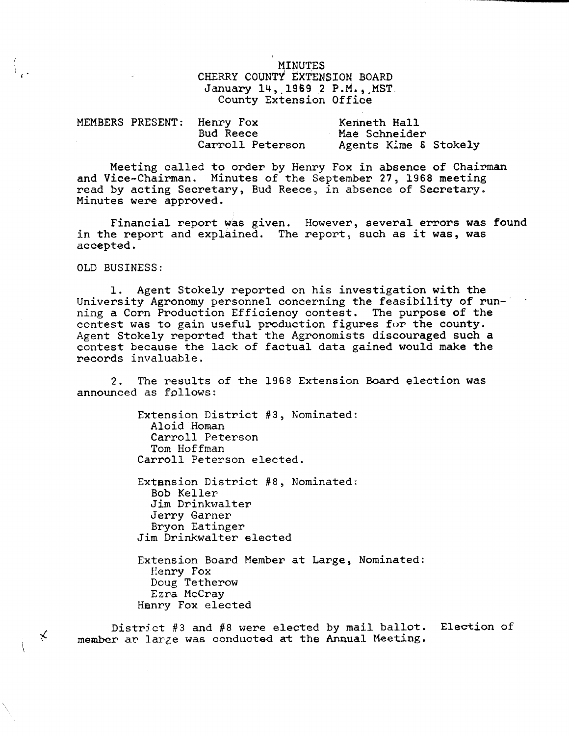# MINUTES

## CHERRY COUNTY EXTENSION BOARD

January 14, 1969 2 P.M., MST
County Extension Office

| MEMBERS PRESENT: | Henry Fox | Kenneth Hall |
|---|---|---|
| | Bud Reece | Mae Schneider |
| | Carroll Peterson | Agents Kime & Stokely |

Meeting called to order by Henry Fox in absence of Chairman and Vice-Chairman. Minutes of the September 27, 1968 meeting read by acting Secretary, Bud Reece, in absence of Secretary. Minutes were approved.

Financial report was given. However, several errors was found in the report and explained. The report, such as it was, was accepted.

OLD BUSINESS:

1. Agent Stokely reported on his investigation with the University Agronomy personnel concerning the feasibility of running a Corn Production Efficiency contest. The purpose of the contest was to gain useful production figures for the county. Agent Stokely reported that the Agronomists discouraged such a contest because the lack of factual data gained would make the records invaluable.

2. The results of the 1968 Extension Board election was announced as follows:

   Extension District #3, Nominated:
   - Aloid Homan
   - Carroll Peterson
   - Tom Hoffman

   Carroll Peterson elected.

   Extansion District #8, Nominated:
   - Bob Keller
   - Jim Drinkwalter
   - Jerry Garner
   - Bryon Eatinger

   Jim Drinkwalter elected

   Extension Board Member at Large, Nominated:
   - Henry Fox
   - Doug Tetherow
   - Ezra McCray

   Henry Fox elected

District #3 and #8 were elected by mail ballot. Election of member ar large was conducted at the Annual Meeting.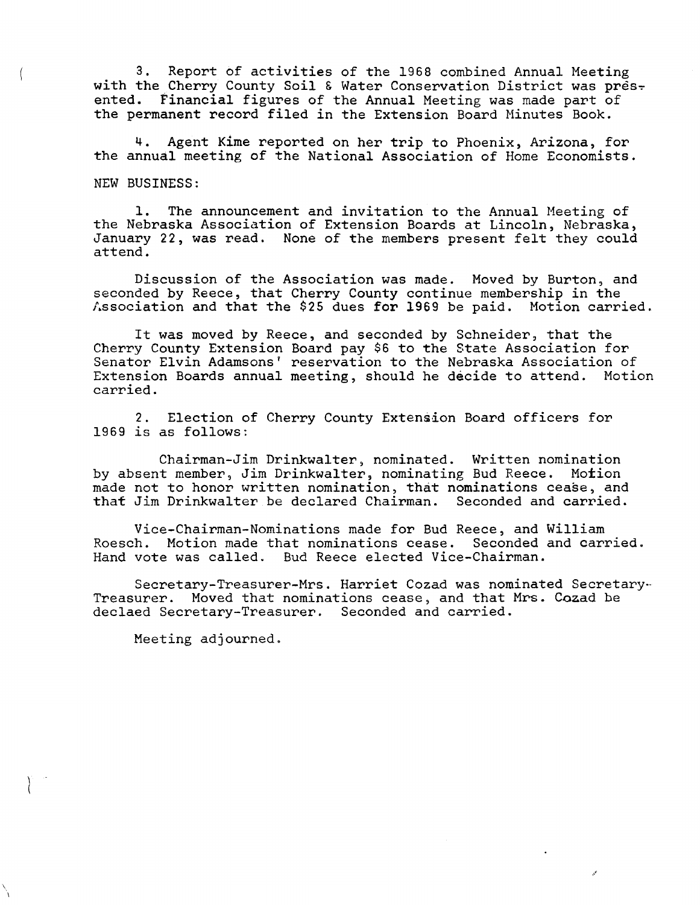3. Report of activities of the 1968 combined Annual Meeting with the Cherry County Soil & Water Conservation District was presented. Financial figures of the Annual Meeting was made part of the permanent record filed in the Extension Board Minutes Book.

4. Agent Kime reported on her trip to Phoenix, Arizona, for the annual meeting of the National Association of Home Economists.

NEW BUSINESS:

1. The announcement and invitation to the Annual Meeting of the Nebraska Association of Extension Boards at Lincoln, Nebraska, January 22, was read. None of the members present felt they could attend.

Discussion of the Association was made. Moved by Burton, and seconded by Reece, that Cherry County continue membership in the Association and that the $25 dues for 1969 be paid. Motion carried.

It was moved by Reece, and seconded by Schneider, that the Cherry County Extension Board pay $6 to the State Association for Senator Elvin Adamsons' reservation to the Nebraska Association of Extension Boards annual meeting, should he decide to attend. Motion carried.

2. Election of Cherry County Extension Board officers for 1969 is as follows:

Chairman-Jim Drinkwalter, nominated. Written nomination by absent member, Jim Drinkwalter, nominating Bud Reece. Motion made not to honor written nomination, that nominations cease, and that Jim Drinkwalter be declared Chairman. Seconded and carried.

Vice-Chairman-Nominations made for Bud Reece, and William Roesch. Motion made that nominations cease. Seconded and carried. Hand vote was called. Bud Reece elected Vice-Chairman.

Secretary-Treasurer-Mrs. Harriet Cozad was nominated Secretary-Treasurer. Moved that nominations cease, and that Mrs. Cozad be declaed Secretary-Treasurer. Seconded and carried.

Meeting adjourned.